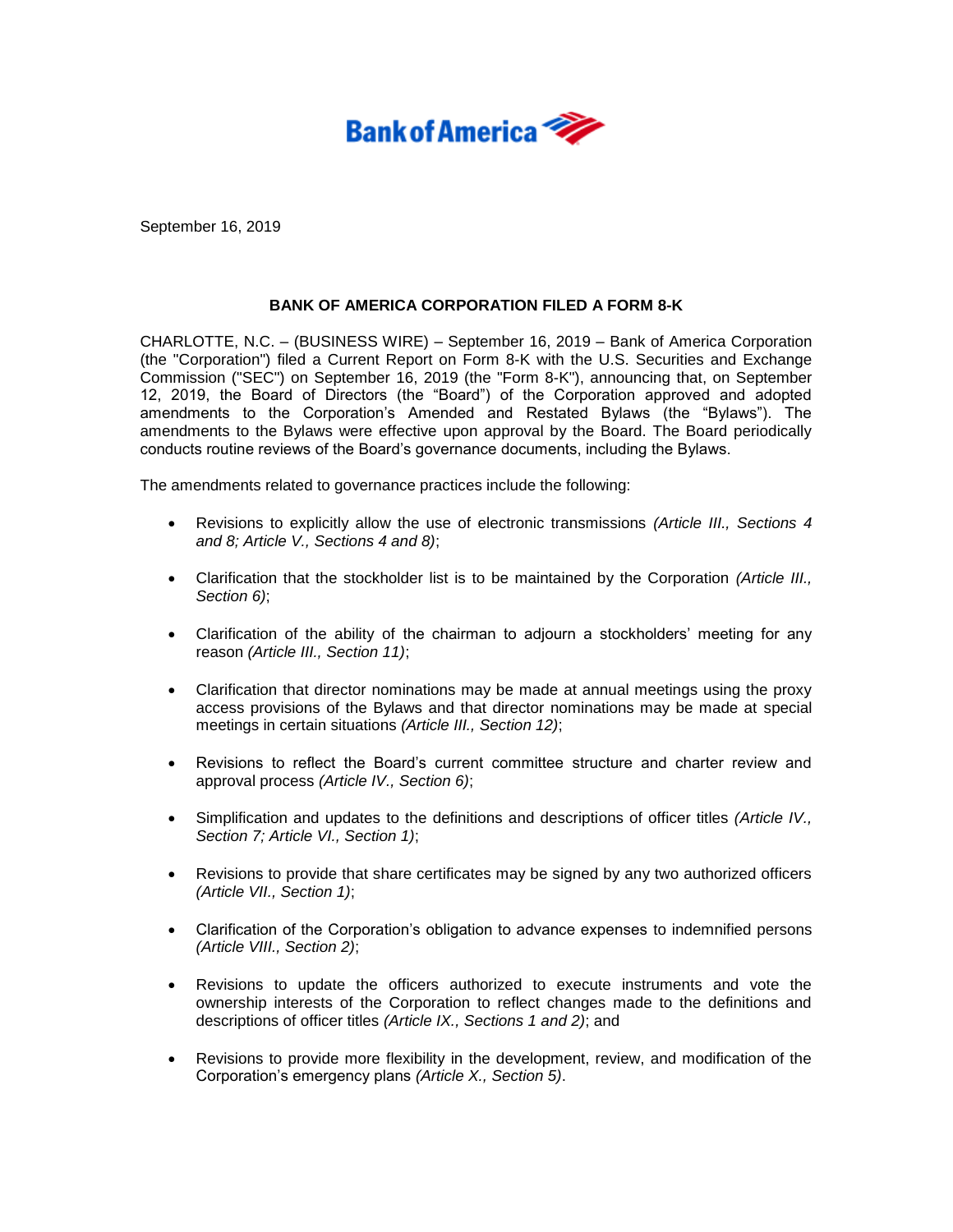Bank of America

September 16, 2019

## BANK OF AMERICA CORPORATION FILED A FORM 8-K

CHARLOTTE, N.C. – (BUSINESS WIRE) – September 16, 2019 – Bank of America Corporation (the "Corporation") filed a Current Report on Form 8-K with the U.S. Securities and Exchange Commission ("SEC") on September 16, 2019 (the "Form 8-K"), announcing that, on September 12, 2019, the Board of Directors (the "Board") of the Corporation approved and adopted amendments to the Corporation's Amended and Restated Bylaws (the "Bylaws"). The amendments to the Bylaws were effective upon approval by the Board. The Board periodically conducts routine reviews of the Board's governance documents, including the Bylaws.

The amendments related to governance practices include the following:

- Revisions to explicitly allow the use of electronic transmissions *(Article III., Sections 4 and 8; Article V., Sections 4 and 8)*;
- Clarification that the stockholder list is to be maintained by the Corporation *(Article III., Section 6)*;
- Clarification of the ability of the chairman to adjourn a stockholders' meeting for any reason *(Article III., Section 11)*;
- Clarification that director nominations may be made at annual meetings using the proxy access provisions of the Bylaws and that director nominations may be made at special meetings in certain situations *(Article III., Section 12)*;
- Revisions to reflect the Board's current committee structure and charter review and approval process *(Article IV., Section 6)*;
- Simplification and updates to the definitions and descriptions of officer titles *(Article IV., Section 7; Article VI., Section 1)*;
- Revisions to provide that share certificates may be signed by any two authorized officers *(Article VII., Section 1)*;
- Clarification of the Corporation's obligation to advance expenses to indemnified persons *(Article VIII., Section 2)*;
- Revisions to update the officers authorized to execute instruments and vote the ownership interests of the Corporation to reflect changes made to the definitions and descriptions of officer titles *(Article IX., Sections 1 and 2)*; and
- Revisions to provide more flexibility in the development, review, and modification of the Corporation's emergency plans *(Article X., Section 5)*.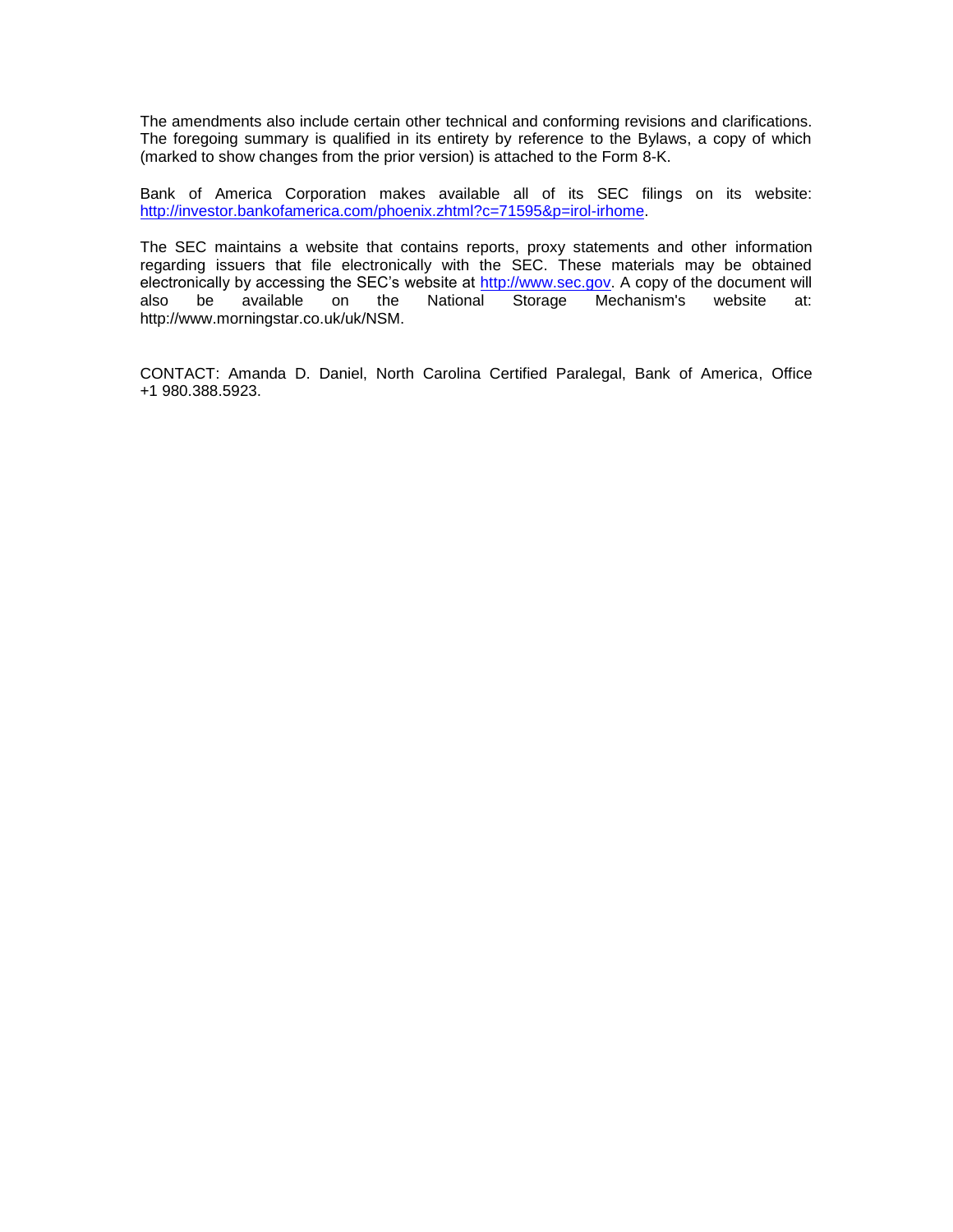The amendments also include certain other technical and conforming revisions and clarifications. The foregoing summary is qualified in its entirety by reference to the Bylaws, a copy of which (marked to show changes from the prior version) is attached to the Form 8-K.

Bank of America Corporation makes available all of its SEC filings on its website: [http://investor.bankofamerica.com/phoenix.zhtml?c=71595&p=irol-irhome](http://investor.bankofamerica.com/phoenix.zhtml?c=71595&p=irol-irhome).

The SEC maintains a website that contains reports, proxy statements and other information regarding issuers that file electronically with the SEC. These materials may be obtained electronically by accessing the SEC's website at [http://www.sec.gov](http://www.sec.gov). A copy of the document will also be available on the National Storage Mechanism's website at: http://www.morningstar.co.uk/uk/NSM.

CONTACT: Amanda D. Daniel, North Carolina Certified Paralegal, Bank of America, Office +1 980.388.5923.